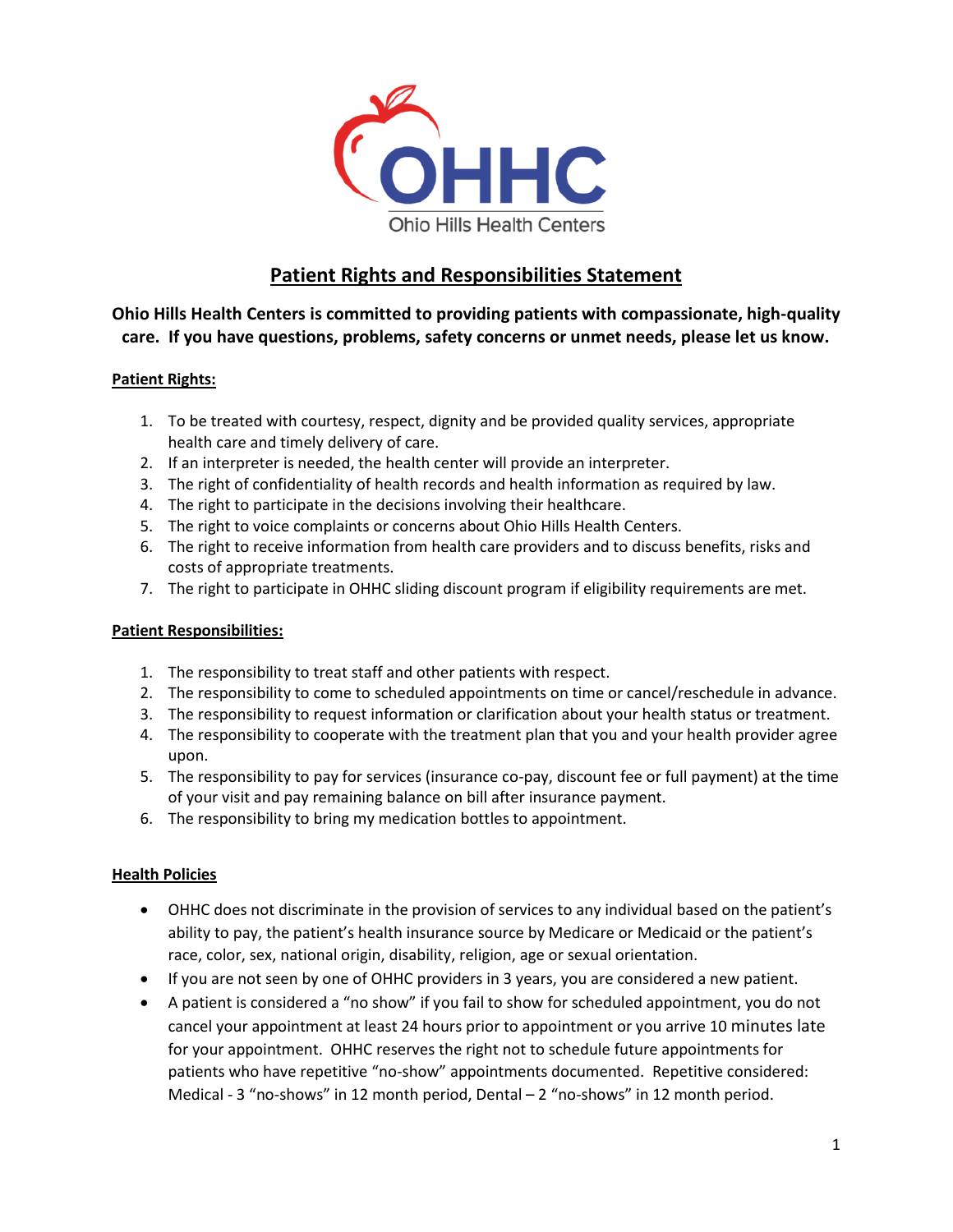OHHC

Ohio Hills Health Centers

# Patient Rights and Responsibilities Statement

**Ohio Hills Health Centers is committed to providing patients with compassionate, high-quality care. If you have questions, problems, safety concerns or unmet needs, please let us know.**

## Patient Rights:

1. To be treated with courtesy, respect, dignity and be provided quality services, appropriate health care and timely delivery of care.
2. If an interpreter is needed, the health center will provide an interpreter.
3. The right of confidentiality of health records and health information as required by law.
4. The right to participate in the decisions involving their healthcare.
5. The right to voice complaints or concerns about Ohio Hills Health Centers.
6. The right to receive information from health care providers and to discuss benefits, risks and costs of appropriate treatments.
7. The right to participate in OHHC sliding discount program if eligibility requirements are met.

## Patient Responsibilities:

1. The responsibility to treat staff and other patients with respect.
2. The responsibility to come to scheduled appointments on time or cancel/reschedule in advance.
3. The responsibility to request information or clarification about your health status or treatment.
4. The responsibility to cooperate with the treatment plan that you and your health provider agree upon.
5. The responsibility to pay for services (insurance co-pay, discount fee or full payment) at the time of your visit and pay remaining balance on bill after insurance payment.
6. The responsibility to bring my medication bottles to appointment.

## Health Policies

- OHHC does not discriminate in the provision of services to any individual based on the patient's ability to pay, the patient's health insurance source by Medicare or Medicaid or the patient's race, color, sex, national origin, disability, religion, age or sexual orientation.
- If you are not seen by one of OHHC providers in 3 years, you are considered a new patient.
- A patient is considered a "no show" if you fail to show for scheduled appointment, you do not cancel your appointment at least 24 hours prior to appointment or you arrive 10 minutes late for your appointment. OHHC reserves the right not to schedule future appointments for patients who have repetitive "no-show" appointments documented. Repetitive considered: Medical - 3 "no-shows" in 12 month period, Dental – 2 "no-shows" in 12 month period.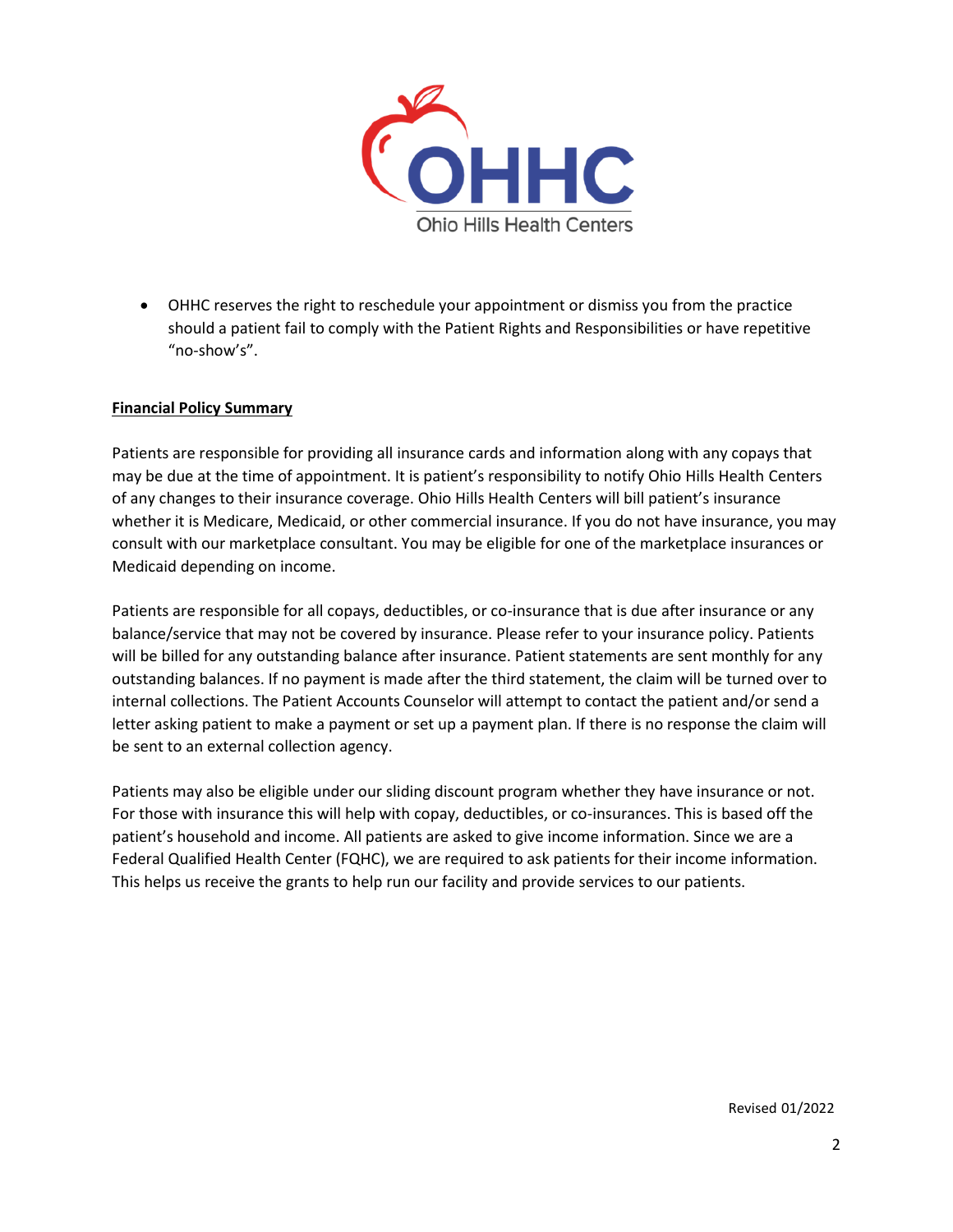- OHHC reserves the right to reschedule your appointment or dismiss you from the practice should a patient fail to comply with the Patient Rights and Responsibilities or have repetitive "no-show's".

**Financial Policy Summary**

Patients are responsible for providing all insurance cards and information along with any copays that may be due at the time of appointment. It is patient's responsibility to notify Ohio Hills Health Centers of any changes to their insurance coverage. Ohio Hills Health Centers will bill patient's insurance whether it is Medicare, Medicaid, or other commercial insurance. If you do not have insurance, you may consult with our marketplace consultant. You may be eligible for one of the marketplace insurances or Medicaid depending on income.

Patients are responsible for all copays, deductibles, or co-insurance that is due after insurance or any balance/service that may not be covered by insurance. Please refer to your insurance policy. Patients will be billed for any outstanding balance after insurance. Patient statements are sent monthly for any outstanding balances. If no payment is made after the third statement, the claim will be turned over to internal collections. The Patient Accounts Counselor will attempt to contact the patient and/or send a letter asking patient to make a payment or set up a payment plan. If there is no response the claim will be sent to an external collection agency.

Patients may also be eligible under our sliding discount program whether they have insurance or not. For those with insurance this will help with copay, deductibles, or co-insurances. This is based off the patient's household and income. All patients are asked to give income information. Since we are a Federal Qualified Health Center (FQHC), we are required to ask patients for their income information. This helps us receive the grants to help run our facility and provide services to our patients.

Revised 01/2022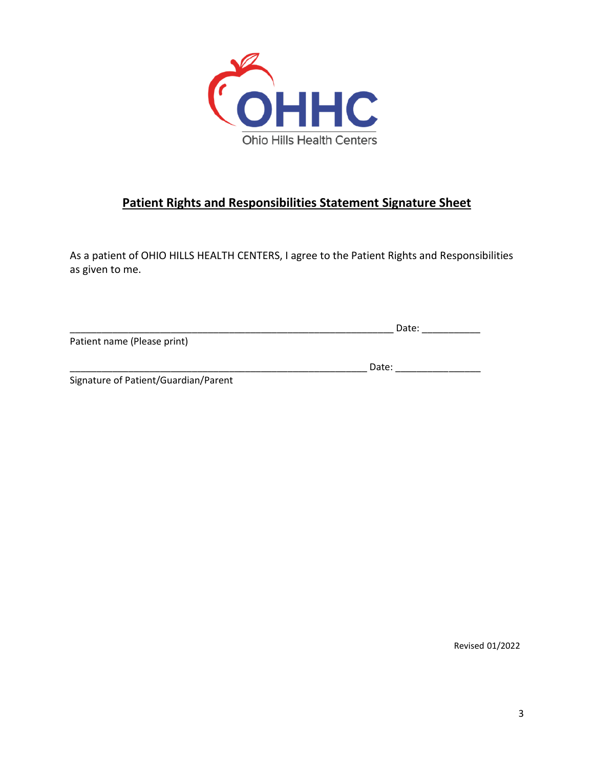OHHC

Ohio Hills Health Centers

## Patient Rights and Responsibilities Statement Signature Sheet

As a patient of OHIO HILLS HEALTH CENTERS, I agree to the Patient Rights and Responsibilities as given to me.

_________________________________________________________________ Date: ___________

Patient name (Please print)

___________________________________________________________ Date: ________________

Signature of Patient/Guardian/Parent

Revised 01/2022